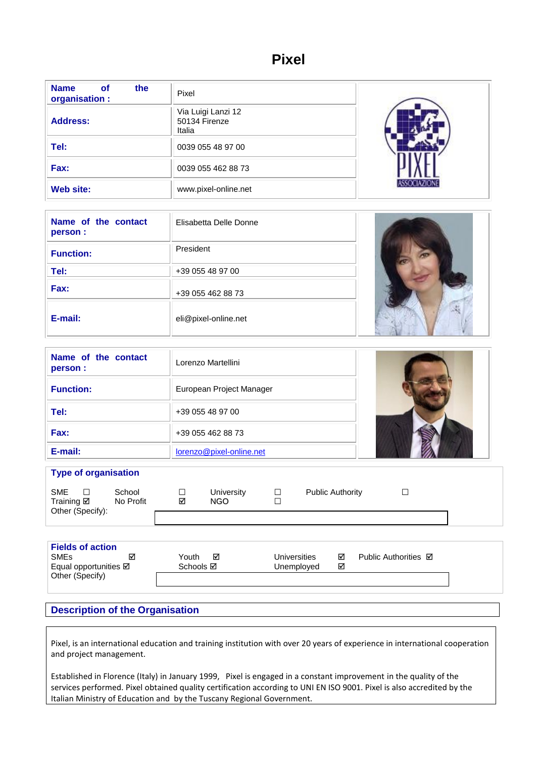# Pixel

| | |
|---|---|
| **Name of the organisation :** | Pixel |
| **Address:** | Via Luigi Lanzi 12<br>50134 Firenze<br>Italia |
| **Tel:** | 0039 055 48 97 00 |
| **Fax:** | 0039 055 462 88 73 |
| **Web site:** | www.pixel-online.net |

| | |
|---|---|
| **Name of the contact person :** | Elisabetta Delle Donne |
| **Function:** | President |
| **Tel:** | +39 055 48 97 00 |
| **Fax:** | +39 055 462 88 73 |
| **E-mail:** | eli@pixel-online.net |

| | |
|---|---|
| **Name of the contact person :** | Lorenzo Martellini |
| **Function:** | European Project Manager |
| **Tel:** | +39 055 48 97 00 |
| **Fax:** | +39 055 462 88 73 |
| **E-mail:** | lorenzo@pixel-online.net |

## Type of organisation

SME ☐ School ☐ University ☐ Public Authority ☐
Training ☑ No Profit ☑ NGO ☐
Other (Specify):

## Fields of action

SMEs ☑ Youth ☑ Universities ☑ Public Authorities ☑
Equal opportunities ☑ Schools ☑ Unemployed ☑
Other (Specify)

## Description of the Organisation

Pixel, is an international education and training institution with over 20 years of experience in international cooperation and project management.

Established in Florence (Italy) in January 1999, Pixel is engaged in a constant improvement in the quality of the services performed. Pixel obtained quality certification according to UNI EN ISO 9001. Pixel is also accredited by the Italian Ministry of Education and by the Tuscany Regional Government.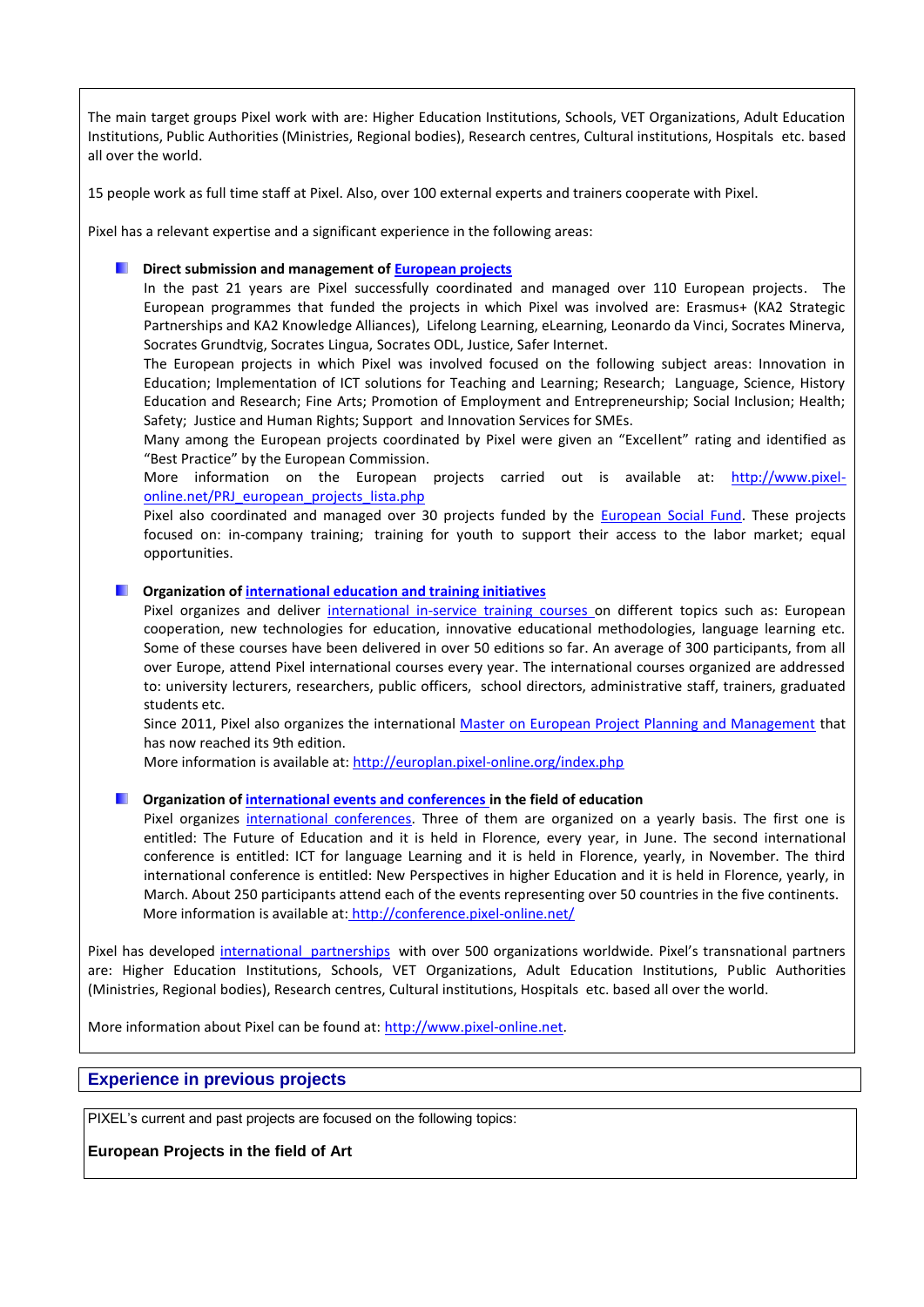The main target groups Pixel work with are: Higher Education Institutions, Schools, VET Organizations, Adult Education Institutions, Public Authorities (Ministries, Regional bodies), Research centres, Cultural institutions, Hospitals etc. based all over the world.

15 people work as full time staff at Pixel. Also, over 100 external experts and trainers cooperate with Pixel.

Pixel has a relevant expertise and a significant experience in the following areas:

- **Direct submission and management of European projects**
  In the past 21 years are Pixel successfully coordinated and managed over 110 European projects. The European programmes that funded the projects in which Pixel was involved are: Erasmus+ (KA2 Strategic Partnerships and KA2 Knowledge Alliances), Lifelong Learning, eLearning, Leonardo da Vinci, Socrates Minerva, Socrates Grundtvig, Socrates Lingua, Socrates ODL, Justice, Safer Internet.
  The European projects in which Pixel was involved focused on the following subject areas: Innovation in Education; Implementation of ICT solutions for Teaching and Learning; Research; Language, Science, History Education and Research; Fine Arts; Promotion of Employment and Entrepreneurship; Social Inclusion; Health; Safety; Justice and Human Rights; Support and Innovation Services for SMEs.
  Many among the European projects coordinated by Pixel were given an "Excellent" rating and identified as "Best Practice" by the European Commission.
  More information on the European projects carried out is available at: http://www.pixel-online.net/PRJ_european_projects_lista.php
  Pixel also coordinated and managed over 30 projects funded by the European Social Fund. These projects focused on: in-company training; training for youth to support their access to the labor market; equal opportunities.

- **Organization of international education and training initiatives**
  Pixel organizes and deliver international in-service training courses on different topics such as: European cooperation, new technologies for education, innovative educational methodologies, language learning etc. Some of these courses have been delivered in over 50 editions so far. An average of 300 participants, from all over Europe, attend Pixel international courses every year. The international courses organized are addressed to: university lecturers, researchers, public officers, school directors, administrative staff, trainers, graduated students etc.
  Since 2011, Pixel also organizes the international Master on European Project Planning and Management that has now reached its 9th edition.
  More information is available at: http://europlan.pixel-online.org/index.php

- **Organization of international events and conferences in the field of education**
  Pixel organizes international conferences. Three of them are organized on a yearly basis. The first one is entitled: The Future of Education and it is held in Florence, every year, in June. The second international conference is entitled: ICT for language Learning and it is held in Florence, yearly, in November. The third international conference is entitled: New Perspectives in higher Education and it is held in Florence, yearly, in March. About 250 participants attend each of the events representing over 50 countries in the five continents.
  More information is available at: http://conference.pixel-online.net/

Pixel has developed international partnerships with over 500 organizations worldwide. Pixel's transnational partners are: Higher Education Institutions, Schools, VET Organizations, Adult Education Institutions, Public Authorities (Ministries, Regional bodies), Research centres, Cultural institutions, Hospitals etc. based all over the world.

More information about Pixel can be found at: http://www.pixel-online.net.

## Experience in previous projects

PIXEL's current and past projects are focused on the following topics:

**European Projects in the field of Art**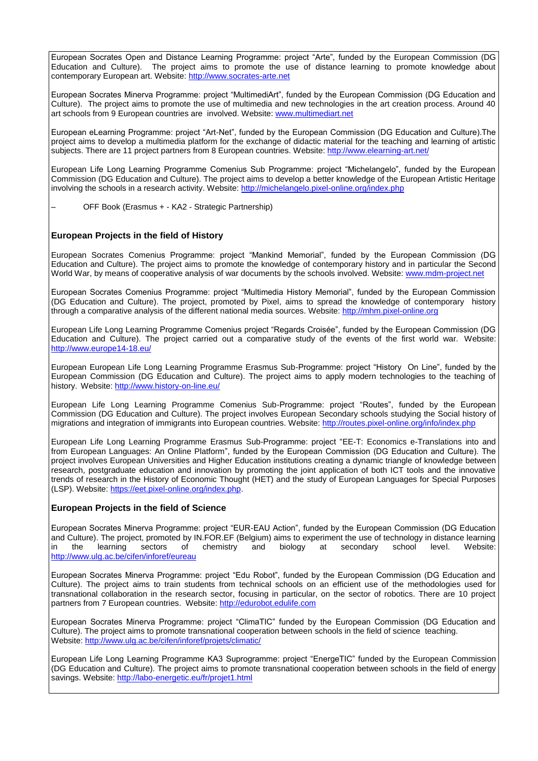European Socrates Open and Distance Learning Programme: project "Arte", funded by the European Commission (DG Education and Culture). The project aims to promote the use of distance learning to promote knowledge about contemporary European art. Website: http://www.socrates-arte.net

European Socrates Minerva Programme: project "MultimediArt", funded by the European Commission (DG Education and Culture). The project aims to promote the use of multimedia and new technologies in the art creation process. Around 40 art schools from 9 European countries are involved. Website: www.multimediart.net

European eLearning Programme: project "Art-Net", funded by the European Commission (DG Education and Culture).The project aims to develop a multimedia platform for the exchange of didactic material for the teaching and learning of artistic subjects. There are 11 project partners from 8 European countries. Website: http://www.elearning-art.net/

European Life Long Learning Programme Comenius Sub Programme: project "Michelangelo", funded by the European Commission (DG Education and Culture). The project aims to develop a better knowledge of the European Artistic Heritage involving the schools in a research activity. Website: http://michelangelo.pixel-online.org/index.php

– OFF Book (Erasmus + - KA2 - Strategic Partnership)

### European Projects in the field of History

European Socrates Comenius Programme: project "Mankind Memorial", funded by the European Commission (DG Education and Culture). The project aims to promote the knowledge of contemporary history and in particular the Second World War, by means of cooperative analysis of war documents by the schools involved. Website: www.mdm-project.net

European Socrates Comenius Programme: project "Multimedia History Memorial", funded by the European Commission (DG Education and Culture). The project, promoted by Pixel, aims to spread the knowledge of contemporary history through a comparative analysis of the different national media sources. Website: http://mhm.pixel-online.org

European Life Long Learning Programme Comenius project "Regards Croisée", funded by the European Commission (DG Education and Culture). The project carried out a comparative study of the events of the first world war. Website: http://www.europe14-18.eu/

European European Life Long Learning Programme Erasmus Sub-Programme: project "History On Line", funded by the European Commission (DG Education and Culture). The project aims to apply modern technologies to the teaching of history. Website: http://www.history-on-line.eu/

European Life Long Learning Programme Comenius Sub-Programme: project "Routes", funded by the European Commission (DG Education and Culture). The project involves European Secondary schools studying the Social history of migrations and integration of immigrants into European countries. Website: http://routes.pixel-online.org/info/index.php

European Life Long Learning Programme Erasmus Sub-Programme: project "EE-T: Economics e-Translations into and from European Languages: An Online Platform", funded by the European Commission (DG Education and Culture). The project involves European Universities and Higher Education institutions creating a dynamic triangle of knowledge between research, postgraduate education and innovation by promoting the joint application of both ICT tools and the innovative trends of research in the History of Economic Thought (HET) and the study of European Languages for Special Purposes (LSP). Website: https://eet.pixel-online.org/index.php.

### European Projects in the field of Science

European Socrates Minerva Programme: project "EUR-EAU Action", funded by the European Commission (DG Education and Culture). The project, promoted by IN.FOR.EF (Belgium) aims to experiment the use of technology in distance learning in the learning sectors of chemistry and biology at secondary school level. Website: http://www.ulg.ac.be/cifen/inforef/eureau

European Socrates Minerva Programme: project "Edu Robot", funded by the European Commission (DG Education and Culture). The project aims to train students from technical schools on an efficient use of the methodologies used for transnational collaboration in the research sector, focusing in particular, on the sector of robotics. There are 10 project partners from 7 European countries. Website: http://edurobot.edulife.com

European Socrates Minerva Programme: project "ClimaTIC" funded by the European Commission (DG Education and Culture). The project aims to promote transnational cooperation between schools in the field of science teaching.
Website: http://www.ulg.ac.be/cifen/inforef/projets/climatic/

European Life Long Learning Programme KA3 Suprogramme: project "EnergeTIC" funded by the European Commission (DG Education and Culture). The project aims to promote transnational cooperation between schools in the field of energy savings. Website: http://labo-energetic.eu/fr/projet1.html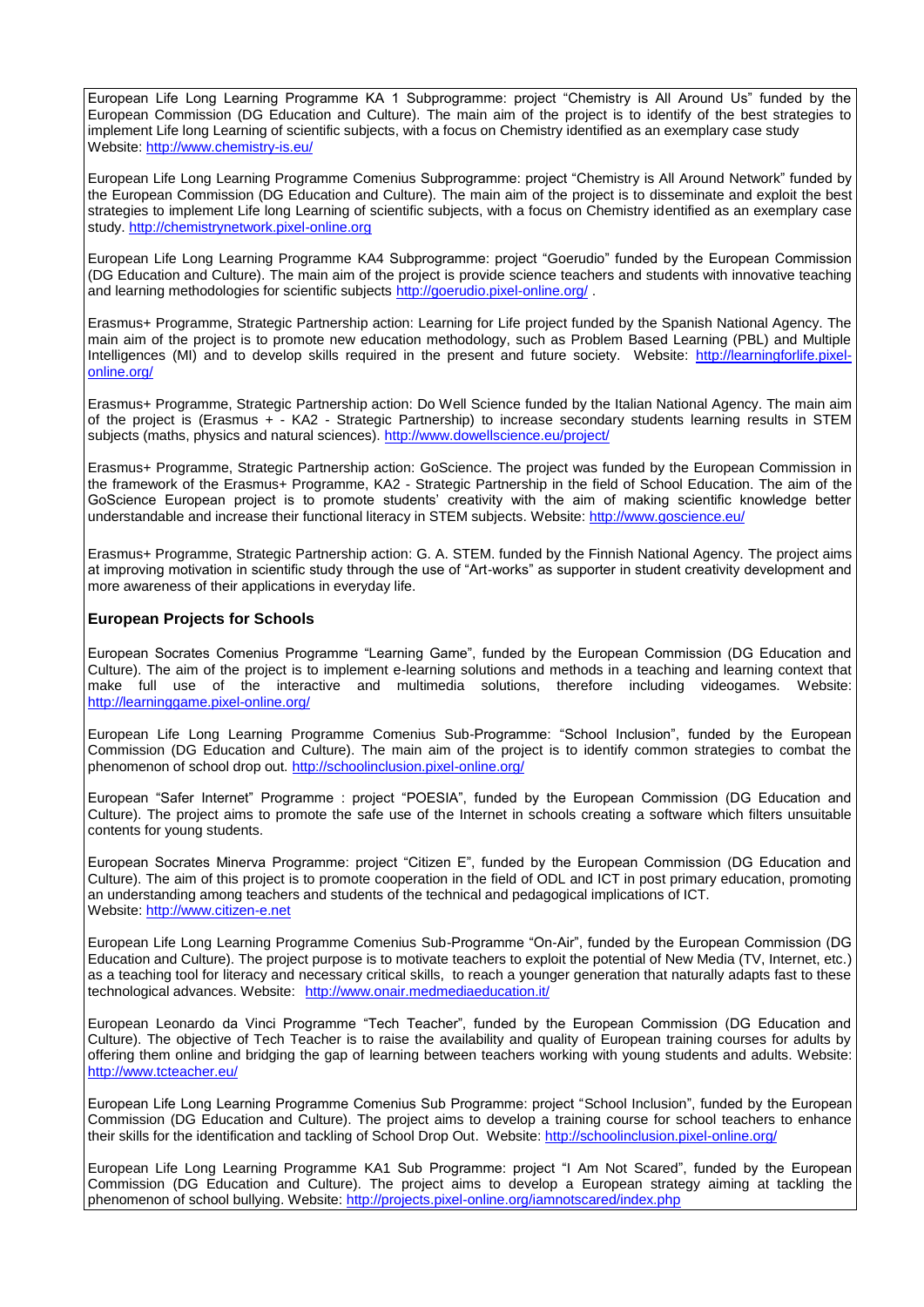European Life Long Learning Programme KA 1 Subprogramme: project “Chemistry is All Around Us” funded by the European Commission (DG Education and Culture). The main aim of the project is to identify of the best strategies to implement Life long Learning of scientific subjects, with a focus on Chemistry identified as an exemplary case study
Website: http://www.chemistry-is.eu/

European Life Long Learning Programme Comenius Subprogramme: project “Chemistry is All Around Network” funded by the European Commission (DG Education and Culture). The main aim of the project is to disseminate and exploit the best strategies to implement Life long Learning of scientific subjects, with a focus on Chemistry identified as an exemplary case study. http://chemistrynetwork.pixel-online.org

European Life Long Learning Programme KA4 Subprogramme: project “Goerudio” funded by the European Commission (DG Education and Culture). The main aim of the project is provide science teachers and students with innovative teaching and learning methodologies for scientific subjects http://goerudio.pixel-online.org/ .

Erasmus+ Programme, Strategic Partnership action: Learning for Life project funded by the Spanish National Agency. The main aim of the project is to promote new education methodology, such as Problem Based Learning (PBL) and Multiple Intelligences (MI) and to develop skills required in the present and future society. Website: http://learningforlife.pixel-online.org/

Erasmus+ Programme, Strategic Partnership action: Do Well Science funded by the Italian National Agency. The main aim of the project is (Erasmus + - KA2 - Strategic Partnership) to increase secondary students learning results in STEM subjects (maths, physics and natural sciences). http://www.dowellscience.eu/project/

Erasmus+ Programme, Strategic Partnership action: GoScience. The project was funded by the European Commission in the framework of the Erasmus+ Programme, KA2 - Strategic Partnership in the field of School Education. The aim of the GoScience European project is to promote students' creativity with the aim of making scientific knowledge better understandable and increase their functional literacy in STEM subjects. Website: http://www.goscience.eu/

Erasmus+ Programme, Strategic Partnership action: G. A. STEM. funded by the Finnish National Agency. The project aims at improving motivation in scientific study through the use of “Art-works” as supporter in student creativity development and more awareness of their applications in everyday life.

## European Projects for Schools

European Socrates Comenius Programme “Learning Game”, funded by the European Commission (DG Education and Culture). The aim of the project is to implement e-learning solutions and methods in a teaching and learning context that make full use of the interactive and multimedia solutions, therefore including videogames. Website: http://learninggame.pixel-online.org/

European Life Long Learning Programme Comenius Sub-Programme: “School Inclusion”, funded by the European Commission (DG Education and Culture). The main aim of the project is to identify common strategies to combat the phenomenon of school drop out. http://schoolinclusion.pixel-online.org/

European “Safer Internet” Programme : project “POESIA”, funded by the European Commission (DG Education and Culture). The project aims to promote the safe use of the Internet in schools creating a software which filters unsuitable contents for young students.

European Socrates Minerva Programme: project “Citizen E”, funded by the European Commission (DG Education and Culture). The aim of this project is to promote cooperation in the field of ODL and ICT in post primary education, promoting an understanding among teachers and students of the technical and pedagogical implications of ICT.
Website: http://www.citizen-e.net

European Life Long Learning Programme Comenius Sub-Programme “On-Air”, funded by the European Commission (DG Education and Culture). The project purpose is to motivate teachers to exploit the potential of New Media (TV, Internet, etc.) as a teaching tool for literacy and necessary critical skills, to reach a younger generation that naturally adapts fast to these technological advances. Website: http://www.onair.medmediaeducation.it/

European Leonardo da Vinci Programme “Tech Teacher”, funded by the European Commission (DG Education and Culture). The objective of Tech Teacher is to raise the availability and quality of European training courses for adults by offering them online and bridging the gap of learning between teachers working with young students and adults. Website: http://www.tcteacher.eu/

European Life Long Learning Programme Comenius Sub Programme: project “School Inclusion”, funded by the European Commission (DG Education and Culture). The project aims to develop a training course for school teachers to enhance their skills for the identification and tackling of School Drop Out. Website: http://schoolinclusion.pixel-online.org/

European Life Long Learning Programme KA1 Sub Programme: project “I Am Not Scared”, funded by the European Commission (DG Education and Culture). The project aims to develop a European strategy aiming at tackling the phenomenon of school bullying. Website: http://projects.pixel-online.org/iamnotscared/index.php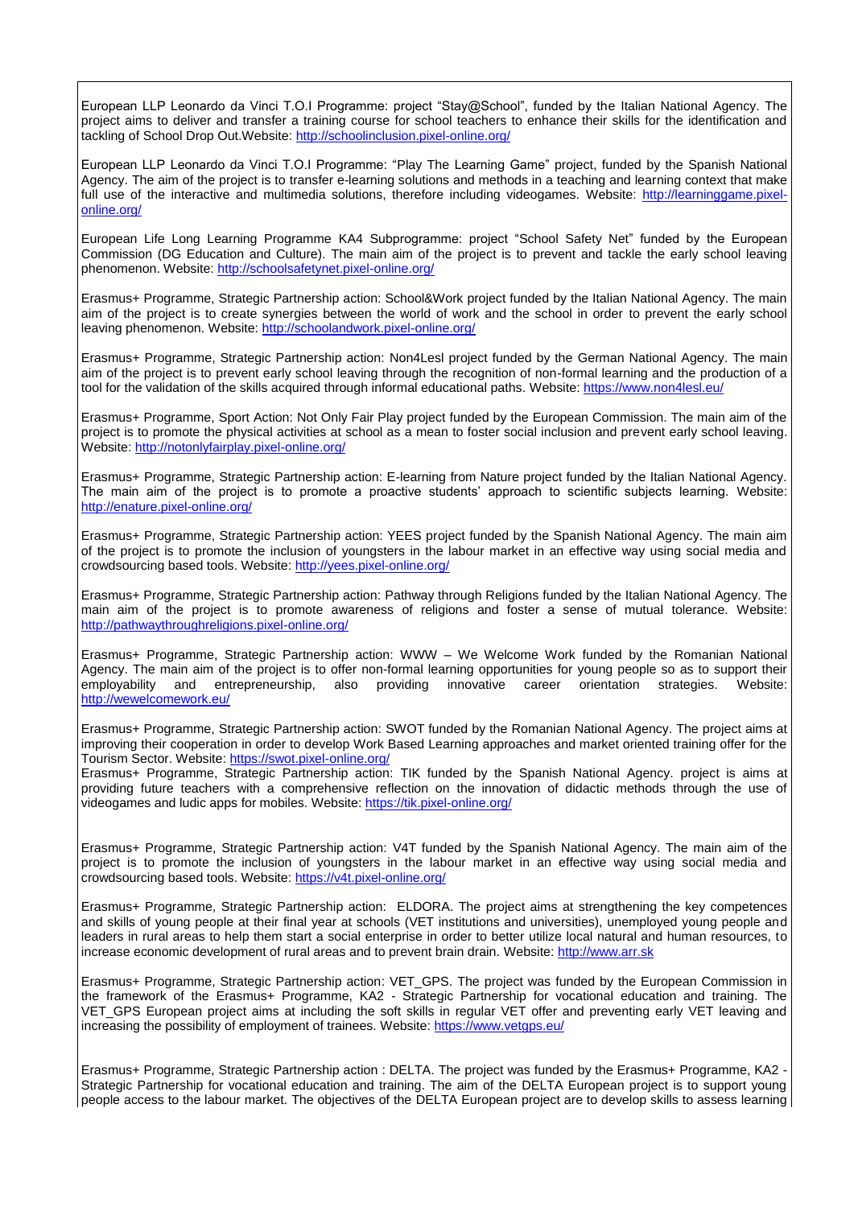European LLP Leonardo da Vinci T.O.I Programme: project “Stay@School”, funded by the Italian National Agency. The project aims to deliver and transfer a training course for school teachers to enhance their skills for the identification and tackling of School Drop Out.Website: http://schoolinclusion.pixel-online.org/

European LLP Leonardo da Vinci T.O.I Programme: “Play The Learning Game” project, funded by the Spanish National Agency. The aim of the project is to transfer e-learning solutions and methods in a teaching and learning context that make full use of the interactive and multimedia solutions, therefore including videogames. Website: http://learninggame.pixel-online.org/

European Life Long Learning Programme KA4 Subprogramme: project “School Safety Net” funded by the European Commission (DG Education and Culture). The main aim of the project is to prevent and tackle the early school leaving phenomenon. Website: http://schoolsafetynet.pixel-online.org/

Erasmus+ Programme, Strategic Partnership action: School&Work project funded by the Italian National Agency. The main aim of the project is to create synergies between the world of work and the school in order to prevent the early school leaving phenomenon. Website: http://schoolandwork.pixel-online.org/

Erasmus+ Programme, Strategic Partnership action: Non4Lesl project funded by the German National Agency. The main aim of the project is to prevent early school leaving through the recognition of non-formal learning and the production of a tool for the validation of the skills acquired through informal educational paths. Website: https://www.non4lesl.eu/

Erasmus+ Programme, Sport Action: Not Only Fair Play project funded by the European Commission. The main aim of the project is to promote the physical activities at school as a mean to foster social inclusion and prevent early school leaving. Website: http://notonlyfairplay.pixel-online.org/

Erasmus+ Programme, Strategic Partnership action: E-learning from Nature project funded by the Italian National Agency. The main aim of the project is to promote a proactive students’ approach to scientific subjects learning. Website: http://enature.pixel-online.org/

Erasmus+ Programme, Strategic Partnership action: YEES project funded by the Spanish National Agency. The main aim of the project is to promote the inclusion of youngsters in the labour market in an effective way using social media and crowdsourcing based tools. Website: http://yees.pixel-online.org/

Erasmus+ Programme, Strategic Partnership action: Pathway through Religions funded by the Italian National Agency. The main aim of the project is to promote awareness of religions and foster a sense of mutual tolerance. Website: http://pathwaythroughreligions.pixel-online.org/

Erasmus+ Programme, Strategic Partnership action: WWW – We Welcome Work funded by the Romanian National Agency. The main aim of the project is to offer non-formal learning opportunities for young people so as to support their employability and entrepreneurship, also providing innovative career orientation strategies. Website: http://wewelcomework.eu/

Erasmus+ Programme, Strategic Partnership action: SWOT funded by the Romanian National Agency. The project aims at improving their cooperation in order to develop Work Based Learning approaches and market oriented training offer for the Tourism Sector. Website: https://swot.pixel-online.org/

Erasmus+ Programme, Strategic Partnership action: TIK funded by the Spanish National Agency. project is aims at providing future teachers with a comprehensive reflection on the innovation of didactic methods through the use of videogames and ludic apps for mobiles. Website: https://tik.pixel-online.org/

Erasmus+ Programme, Strategic Partnership action: V4T funded by the Spanish National Agency. The main aim of the project is to promote the inclusion of youngsters in the labour market in an effective way using social media and crowdsourcing based tools. Website: https://v4t.pixel-online.org/

Erasmus+ Programme, Strategic Partnership action: ELDORA. The project aims at strengthening the key competences and skills of young people at their final year at schools (VET institutions and universities), unemployed young people and leaders in rural areas to help them start a social enterprise in order to better utilize local natural and human resources, to increase economic development of rural areas and to prevent brain drain. Website: http://www.arr.sk

Erasmus+ Programme, Strategic Partnership action: VET_GPS. The project was funded by the European Commission in the framework of the Erasmus+ Programme, KA2 - Strategic Partnership for vocational education and training. The VET_GPS European project aims at including the soft skills in regular VET offer and preventing early VET leaving and increasing the possibility of employment of trainees. Website: https://www.vetgps.eu/

Erasmus+ Programme, Strategic Partnership action : DELTA. The project was funded by the Erasmus+ Programme, KA2 - Strategic Partnership for vocational education and training. The aim of the DELTA European project is to support young people access to the labour market. The objectives of the DELTA European project are to develop skills to assess learning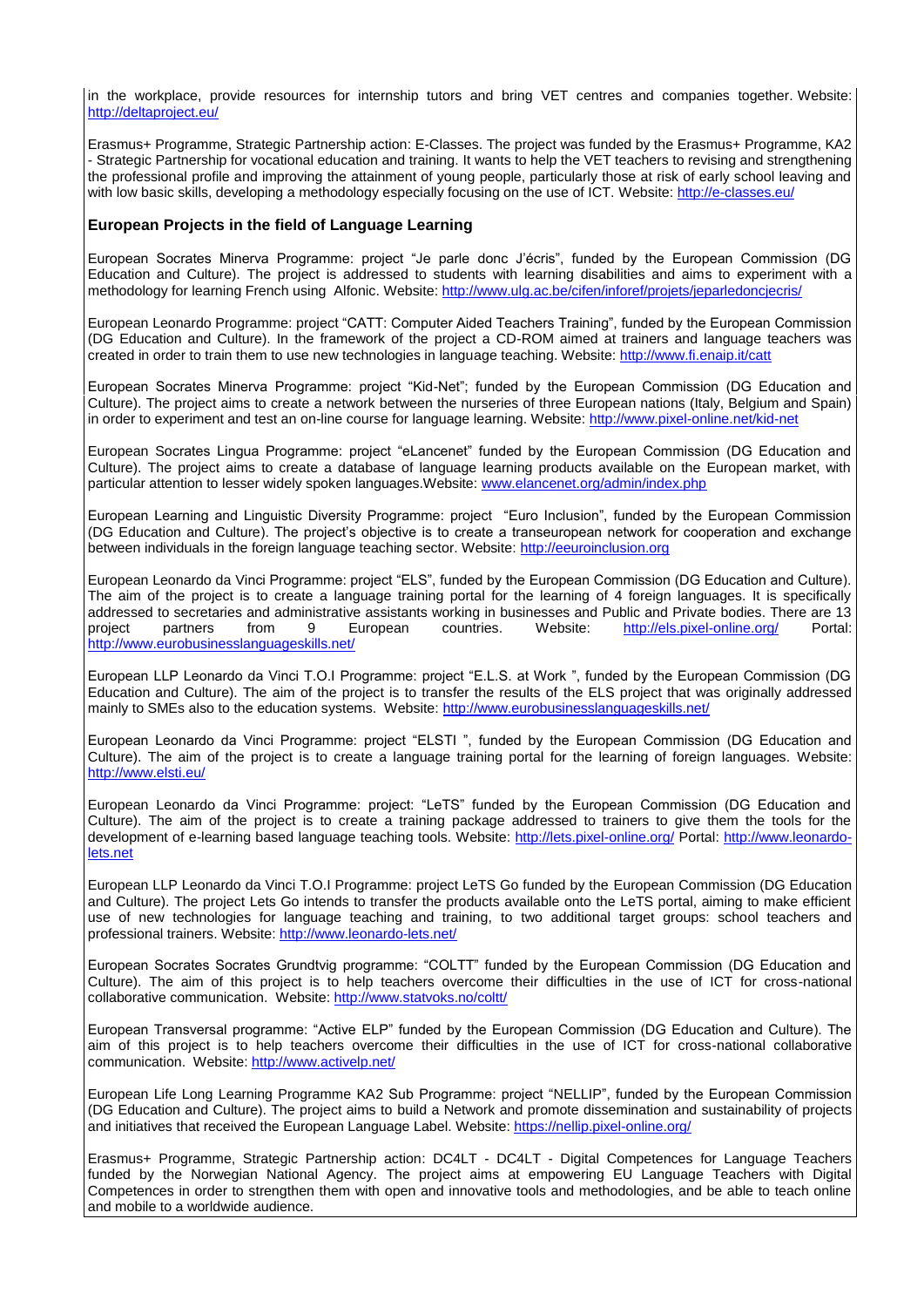in the workplace, provide resources for internship tutors and bring VET centres and companies together. Website: http://deltaproject.eu/

Erasmus+ Programme, Strategic Partnership action: E-Classes. The project was funded by the Erasmus+ Programme, KA2 - Strategic Partnership for vocational education and training. It wants to help the VET teachers to revising and strengthening the professional profile and improving the attainment of young people, particularly those at risk of early school leaving and with low basic skills, developing a methodology especially focusing on the use of ICT. Website: http://e-classes.eu/

### European Projects in the field of Language Learning

European Socrates Minerva Programme: project "Je parle donc J'écris", funded by the European Commission (DG Education and Culture). The project is addressed to students with learning disabilities and aims to experiment with a methodology for learning French using Alfonic. Website: http://www.ulg.ac.be/cifen/inforef/projets/jeparledoncjecris/

European Leonardo Programme: project "CATT: Computer Aided Teachers Training", funded by the European Commission (DG Education and Culture). In the framework of the project a CD-ROM aimed at trainers and language teachers was created in order to train them to use new technologies in language teaching. Website: http://www.fi.enaip.it/catt

European Socrates Minerva Programme: project "Kid-Net"; funded by the European Commission (DG Education and Culture). The project aims to create a network between the nurseries of three European nations (Italy, Belgium and Spain) in order to experiment and test an on-line course for language learning. Website: http://www.pixel-online.net/kid-net

European Socrates Lingua Programme: project "eLancenet" funded by the European Commission (DG Education and Culture). The project aims to create a database of language learning products available on the European market, with particular attention to lesser widely spoken languages.Website: www.elancenet.org/admin/index.php

European Learning and Linguistic Diversity Programme: project "Euro Inclusion", funded by the European Commission (DG Education and Culture). The project's objective is to create a transeuropean network for cooperation and exchange between individuals in the foreign language teaching sector. Website: http://eeuroinclusion.org

European Leonardo da Vinci Programme: project "ELS", funded by the European Commission (DG Education and Culture). The aim of the project is to create a language training portal for the learning of 4 foreign languages. It is specifically addressed to secretaries and administrative assistants working in businesses and Public and Private bodies. There are 13 project partners from 9 European countries. Website: http://els.pixel-online.org/ Portal: http://www.eurobusinesslanguageskills.net/

European LLP Leonardo da Vinci T.O.I Programme: project "E.L.S. at Work ", funded by the European Commission (DG Education and Culture). The aim of the project is to transfer the results of the ELS project that was originally addressed mainly to SMEs also to the education systems. Website: http://www.eurobusinesslanguageskills.net/

European Leonardo da Vinci Programme: project "ELSTI ", funded by the European Commission (DG Education and Culture). The aim of the project is to create a language training portal for the learning of foreign languages. Website: http://www.elsti.eu/

European Leonardo da Vinci Programme: project: "LeTS" funded by the European Commission (DG Education and Culture). The aim of the project is to create a training package addressed to trainers to give them the tools for the development of e-learning based language teaching tools. Website: http://lets.pixel-online.org/ Portal: http://www.leonardo-lets.net

European LLP Leonardo da Vinci T.O.I Programme: project LeTS Go funded by the European Commission (DG Education and Culture). The project Lets Go intends to transfer the products available onto the LeTS portal, aiming to make efficient use of new technologies for language teaching and training, to two additional target groups: school teachers and professional trainers. Website: http://www.leonardo-lets.net/

European Socrates Socrates Grundtvig programme: "COLTT" funded by the European Commission (DG Education and Culture). The aim of this project is to help teachers overcome their difficulties in the use of ICT for cross-national collaborative communication. Website: http://www.statvoks.no/coltt/

European Transversal programme: "Active ELP" funded by the European Commission (DG Education and Culture). The aim of this project is to help teachers overcome their difficulties in the use of ICT for cross-national collaborative communication. Website: http://www.activelp.net/

European Life Long Learning Programme KA2 Sub Programme: project "NELLIP", funded by the European Commission (DG Education and Culture). The project aims to build a Network and promote dissemination and sustainability of projects and initiatives that received the European Language Label. Website: https://nellip.pixel-online.org/

Erasmus+ Programme, Strategic Partnership action: DC4LT - DC4LT - Digital Competences for Language Teachers funded by the Norwegian National Agency. The project aims at empowering EU Language Teachers with Digital Competences in order to strengthen them with open and innovative tools and methodologies, and be able to teach online and mobile to a worldwide audience.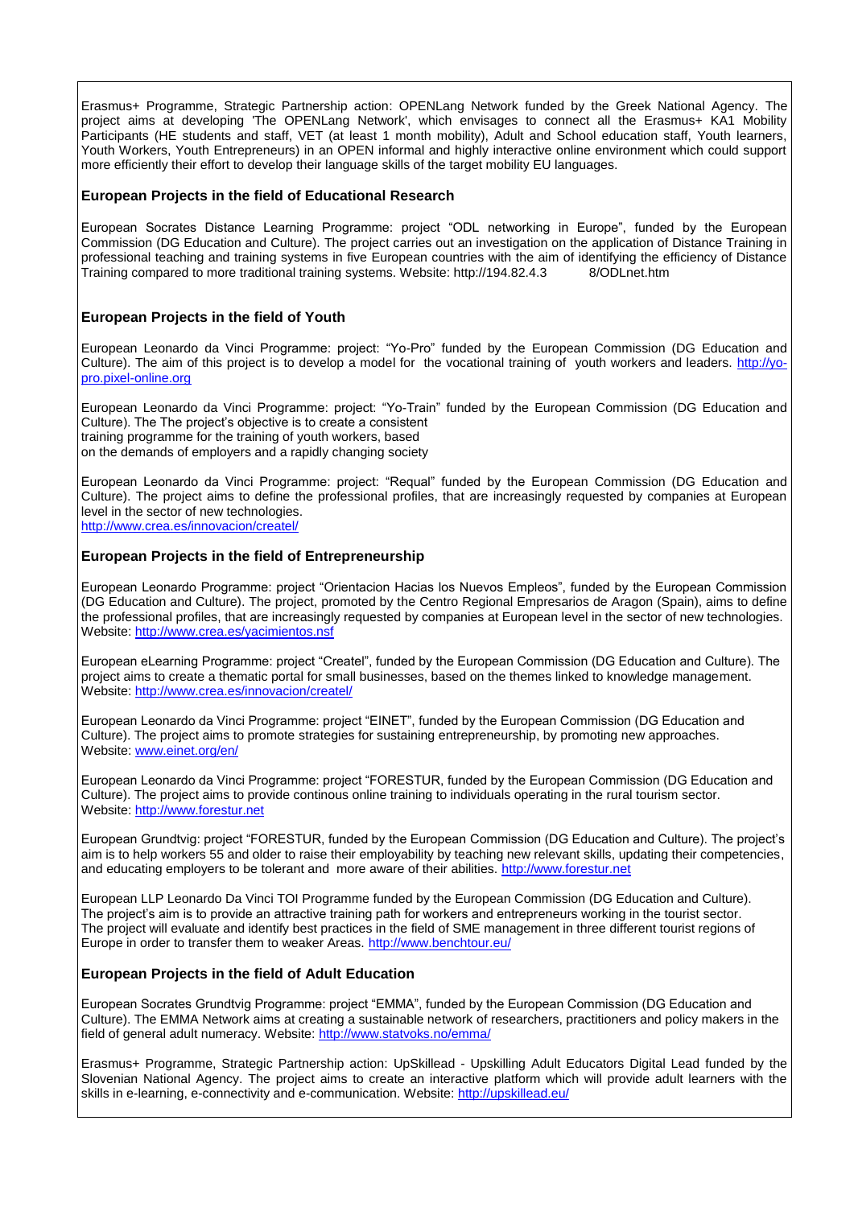Erasmus+ Programme, Strategic Partnership action: OPENLang Network funded by the Greek National Agency. The project aims at developing 'The OPENLang Network', which envisages to connect all the Erasmus+ KA1 Mobility Participants (HE students and staff, VET (at least 1 month mobility), Adult and School education staff, Youth learners, Youth Workers, Youth Entrepreneurs) in an OPEN informal and highly interactive online environment which could support more efficiently their effort to develop their language skills of the target mobility EU languages.

### European Projects in the field of Educational Research

European Socrates Distance Learning Programme: project "ODL networking in Europe", funded by the European Commission (DG Education and Culture). The project carries out an investigation on the application of Distance Training in professional teaching and training systems in five European countries with the aim of identifying the efficiency of Distance Training compared to more traditional training systems. Website: http://194.82.4.3 8/ODLnet.htm

### European Projects in the field of Youth

European Leonardo da Vinci Programme: project: "Yo-Pro" funded by the European Commission (DG Education and Culture). The aim of this project is to develop a model for the vocational training of youth workers and leaders. http://yo-pro.pixel-online.org

European Leonardo da Vinci Programme: project: "Yo-Train" funded by the European Commission (DG Education and Culture). The The project's objective is to create a consistent training programme for the training of youth workers, based on the demands of employers and a rapidly changing society

European Leonardo da Vinci Programme: project: "Requal" funded by the European Commission (DG Education and Culture). The project aims to define the professional profiles, that are increasingly requested by companies at European level in the sector of new technologies.
http://www.crea.es/innovacion/createl/

### European Projects in the field of Entrepreneurship

European Leonardo Programme: project "Orientacion Hacias los Nuevos Empleos", funded by the European Commission (DG Education and Culture). The project, promoted by the Centro Regional Empresarios de Aragon (Spain), aims to define the professional profiles, that are increasingly requested by companies at European level in the sector of new technologies. Website: http://www.crea.es/yacimientos.nsf

European eLearning Programme: project "Createl", funded by the European Commission (DG Education and Culture). The project aims to create a thematic portal for small businesses, based on the themes linked to knowledge management. Website: http://www.crea.es/innovacion/createl/

European Leonardo da Vinci Programme: project "EINET", funded by the European Commission (DG Education and Culture). The project aims to promote strategies for sustaining entrepreneurship, by promoting new approaches. Website: www.einet.org/en/

European Leonardo da Vinci Programme: project "FORESTUR, funded by the European Commission (DG Education and Culture). The project aims to provide continous online training to individuals operating in the rural tourism sector. Website: http://www.forestur.net

European Grundtvig: project "FORESTUR, funded by the European Commission (DG Education and Culture). The project's aim is to help workers 55 and older to raise their employability by teaching new relevant skills, updating their competencies, and educating employers to be tolerant and more aware of their abilities. http://www.forestur.net

European LLP Leonardo Da Vinci TOI Programme funded by the European Commission (DG Education and Culture). The project's aim is to provide an attractive training path for workers and entrepreneurs working in the tourist sector. The project will evaluate and identify best practices in the field of SME management in three different tourist regions of Europe in order to transfer them to weaker Areas. http://www.benchtour.eu/

### European Projects in the field of Adult Education

European Socrates Grundtvig Programme: project "EMMA", funded by the European Commission (DG Education and Culture). The EMMA Network aims at creating a sustainable network of researchers, practitioners and policy makers in the field of general adult numeracy. Website: http://www.statvoks.no/emma/

Erasmus+ Programme, Strategic Partnership action: UpSkillead - Upskilling Adult Educators Digital Lead funded by the Slovenian National Agency. The project aims to create an interactive platform which will provide adult learners with the skills in e-learning, e-connectivity and e-communication. Website: http://upskillead.eu/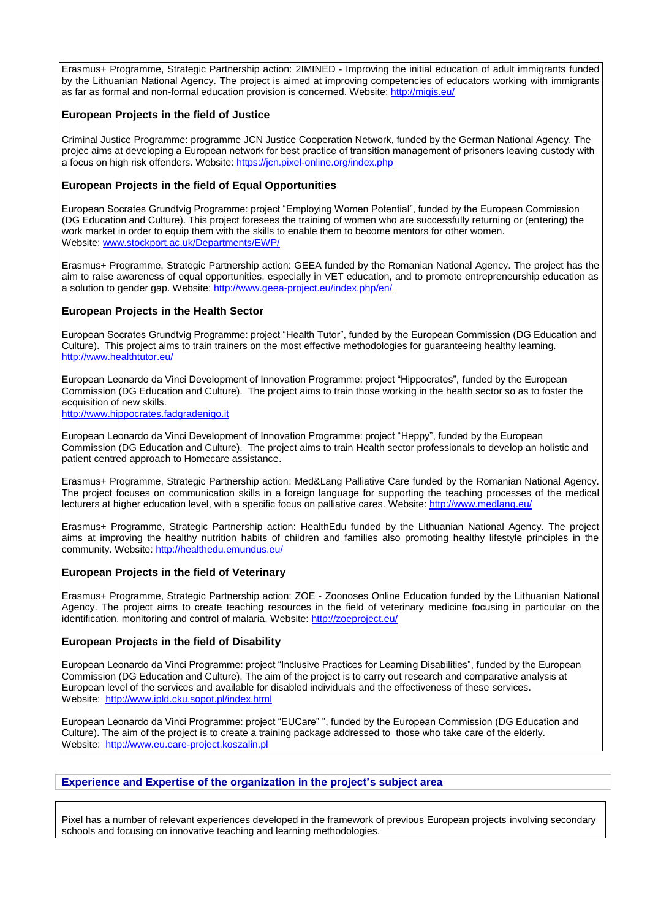Erasmus+ Programme, Strategic Partnership action: 2IMINED - Improving the initial education of adult immigrants funded by the Lithuanian National Agency. The project is aimed at improving competencies of educators working with immigrants as far as formal and non-formal education provision is concerned. Website: http://migis.eu/

### European Projects in the field of Justice

Criminal Justice Programme: programme JCN Justice Cooperation Network, funded by the German National Agency. The projec aims at developing a European network for best practice of transition management of prisoners leaving custody with a focus on high risk offenders. Website: https://jcn.pixel-online.org/index.php

### European Projects in the field of Equal Opportunities

European Socrates Grundtvig Programme: project "Employing Women Potential", funded by the European Commission (DG Education and Culture). This project foresees the training of women who are successfully returning or (entering) the work market in order to equip them with the skills to enable them to become mentors for other women.
Website: www.stockport.ac.uk/Departments/EWP/

Erasmus+ Programme, Strategic Partnership action: GEEA funded by the Romanian National Agency. The project has the aim to raise awareness of equal opportunities, especially in VET education, and to promote entrepreneurship education as a solution to gender gap. Website: http://www.geea-project.eu/index.php/en/

### European Projects in the Health Sector

European Socrates Grundtvig Programme: project "Health Tutor", funded by the European Commission (DG Education and Culture). This project aims to train trainers on the most effective methodologies for guaranteeing healthy learning.
http://www.healthtutor.eu/

European Leonardo da Vinci Development of Innovation Programme: project "Hippocrates", funded by the European Commission (DG Education and Culture). The project aims to train those working in the health sector so as to foster the acquisition of new skills.
http://www.hippocrates.fadgradenigo.it

European Leonardo da Vinci Development of Innovation Programme: project "Heppy", funded by the European Commission (DG Education and Culture). The project aims to train Health sector professionals to develop an holistic and patient centred approach to Homecare assistance.

Erasmus+ Programme, Strategic Partnership action: Med&Lang Palliative Care funded by the Romanian National Agency. The project focuses on communication skills in a foreign language for supporting the teaching processes of the medical lecturers at higher education level, with a specific focus on palliative cares. Website: http://www.medlang.eu/

Erasmus+ Programme, Strategic Partnership action: HealthEdu funded by the Lithuanian National Agency. The project aims at improving the healthy nutrition habits of children and families also promoting healthy lifestyle principles in the community. Website: http://healthedu.emundus.eu/

### European Projects in the field of Veterinary

Erasmus+ Programme, Strategic Partnership action: ZOE - Zoonoses Online Education funded by the Lithuanian National Agency. The project aims to create teaching resources in the field of veterinary medicine focusing in particular on the identification, monitoring and control of malaria. Website: http://zoeproject.eu/

### European Projects in the field of Disability

European Leonardo da Vinci Programme: project "Inclusive Practices for Learning Disabilities", funded by the European Commission (DG Education and Culture). The aim of the project is to carry out research and comparative analysis at European level of the services and available for disabled individuals and the effectiveness of these services.
Website: http://www.ipld.cku.sopot.pl/index.html

European Leonardo da Vinci Programme: project "EUCare" ", funded by the European Commission (DG Education and Culture). The aim of the project is to create a training package addressed to those who take care of the elderly.
Website: http://www.eu.care-project.koszalin.pl

## Experience and Expertise of the organization in the project's subject area

Pixel has a number of relevant experiences developed in the framework of previous European projects involving secondary schools and focusing on innovative teaching and learning methodologies.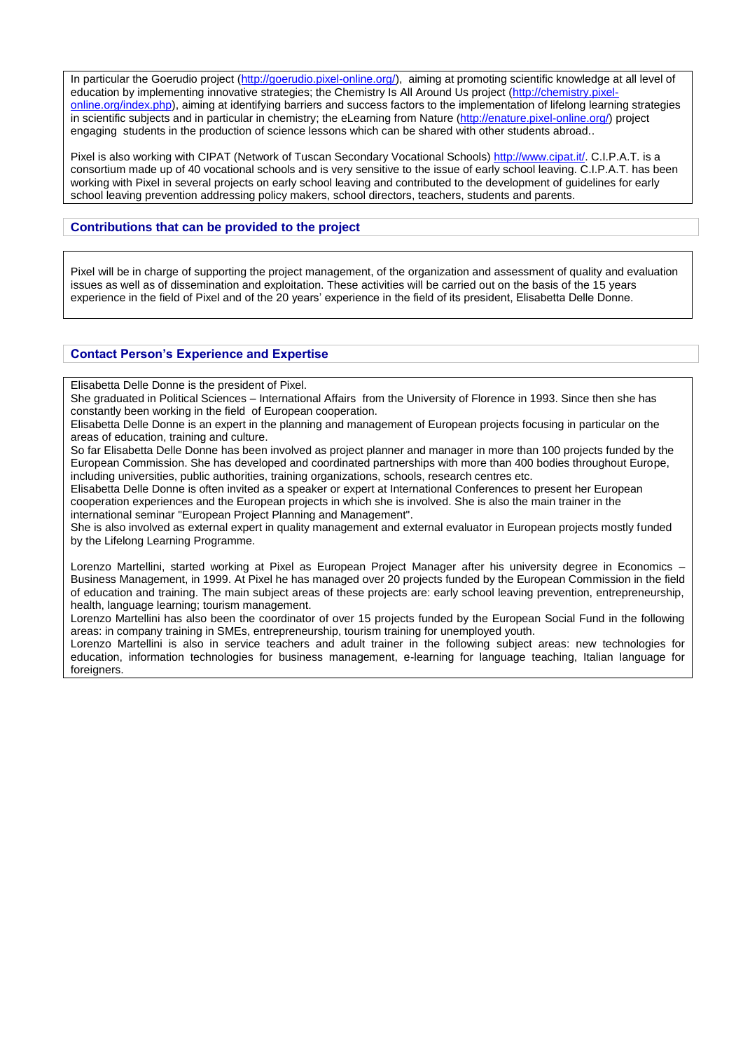In particular the Goerudio project (http://goerudio.pixel-online.org/), aiming at promoting scientific knowledge at all level of education by implementing innovative strategies; the Chemistry Is All Around Us project (http://chemistry.pixel-online.org/index.php), aiming at identifying barriers and success factors to the implementation of lifelong learning strategies in scientific subjects and in particular in chemistry; the eLearning from Nature (http://enature.pixel-online.org/) project engaging students in the production of science lessons which can be shared with other students abroad..

Pixel is also working with CIPAT (Network of Tuscan Secondary Vocational Schools) http://www.cipat.it/. C.I.P.A.T. is a consortium made up of 40 vocational schools and is very sensitive to the issue of early school leaving. C.I.P.A.T. has been working with Pixel in several projects on early school leaving and contributed to the development of guidelines for early school leaving prevention addressing policy makers, school directors, teachers, students and parents.

### Contributions that can be provided to the project

Pixel will be in charge of supporting the project management, of the organization and assessment of quality and evaluation issues as well as of dissemination and exploitation. These activities will be carried out on the basis of the 15 years experience in the field of Pixel and of the 20 years' experience in the field of its president, Elisabetta Delle Donne.

### Contact Person's Experience and Expertise

Elisabetta Delle Donne is the president of Pixel.
She graduated in Political Sciences – International Affairs from the University of Florence in 1993. Since then she has constantly been working in the field of European cooperation.
Elisabetta Delle Donne is an expert in the planning and management of European projects focusing in particular on the areas of education, training and culture.
So far Elisabetta Delle Donne has been involved as project planner and manager in more than 100 projects funded by the European Commission. She has developed and coordinated partnerships with more than 400 bodies throughout Europe, including universities, public authorities, training organizations, schools, research centres etc.
Elisabetta Delle Donne is often invited as a speaker or expert at International Conferences to present her European cooperation experiences and the European projects in which she is involved. She is also the main trainer in the international seminar "European Project Planning and Management".
She is also involved as external expert in quality management and external evaluator in European projects mostly funded by the Lifelong Learning Programme.

Lorenzo Martellini, started working at Pixel as European Project Manager after his university degree in Economics – Business Management, in 1999. At Pixel he has managed over 20 projects funded by the European Commission in the field of education and training. The main subject areas of these projects are: early school leaving prevention, entrepreneurship, health, language learning; tourism management.
Lorenzo Martellini has also been the coordinator of over 15 projects funded by the European Social Fund in the following areas: in company training in SMEs, entrepreneurship, tourism training for unemployed youth.
Lorenzo Martellini is also in service teachers and adult trainer in the following subject areas: new technologies for education, information technologies for business management, e-learning for language teaching, Italian language for foreigners.